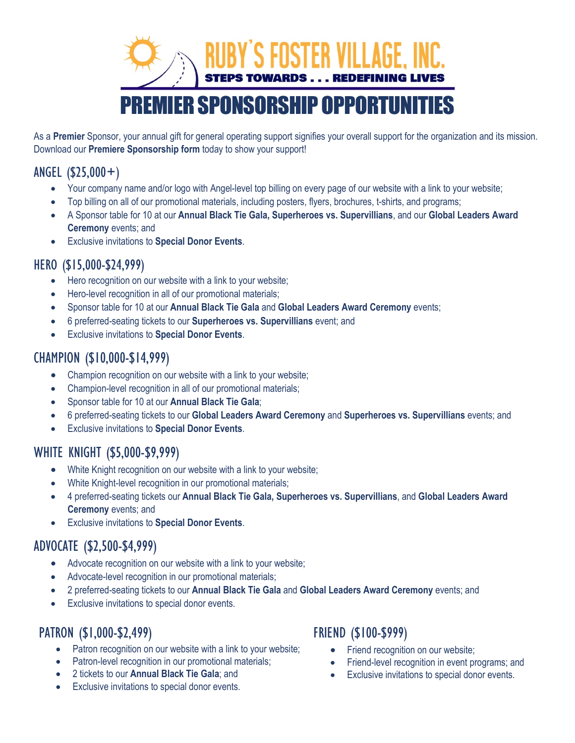# RUBY'S FOSTER VILLAGE, INC.

**STEPS TOWARDS . . . REDEFINING LIVES**

# PREMIER SPONSORSHIP OPPORTUNITIES

As a **Premier** Sponsor, your annual gift for general operating support signifies your overall support for the organization and its mission. Download our **Premiere Sponsorship form** today to show your support!

## ANGEL ($25,000+)

- Your company name and/or logo with Angel-level top billing on every page of our website with a link to your website;
- Top billing on all of our promotional materials, including posters, flyers, brochures, t-shirts, and programs;
- A Sponsor table for 10 at our **Annual Black Tie Gala, Superheroes vs. Supervillians**, and our **Global Leaders Award Ceremony** events; and
- Exclusive invitations to **Special Donor Events**.

## HERO ($15,000-$24,999)

- Hero recognition on our website with a link to your website;
- Hero-level recognition in all of our promotional materials;
- Sponsor table for 10 at our **Annual Black Tie Gala** and **Global Leaders Award Ceremony** events;
- 6 preferred-seating tickets to our **Superheroes vs. Supervillians** event; and
- Exclusive invitations to **Special Donor Events**.

## CHAMPION ($10,000-$14,999)

- Champion recognition on our website with a link to your website;
- Champion-level recognition in all of our promotional materials;
- Sponsor table for 10 at our **Annual Black Tie Gala**;
- 6 preferred-seating tickets to our **Global Leaders Award Ceremony** and **Superheroes vs. Supervillians** events; and
- Exclusive invitations to **Special Donor Events**.

## WHITE KNIGHT ($5,000-$9,999)

- White Knight recognition on our website with a link to your website;
- White Knight-level recognition in our promotional materials;
- 4 preferred-seating tickets our **Annual Black Tie Gala, Superheroes vs. Supervillians**, and **Global Leaders Award Ceremony** events; and
- Exclusive invitations to **Special Donor Events**.

## ADVOCATE ($2,500-$4,999)

- Advocate recognition on our website with a link to your website;
- Advocate-level recognition in our promotional materials;
- 2 preferred-seating tickets to our **Annual Black Tie Gala** and **Global Leaders Award Ceremony** events; and
- Exclusive invitations to special donor events.

## PATRON ($1,000-$2,499)

- Patron recognition on our website with a link to your website;
- Patron-level recognition in our promotional materials;
- 2 tickets to our **Annual Black Tie Gala**; and
- Exclusive invitations to special donor events.

## FRIEND ($100-$999)

- Friend recognition on our website;
- Friend-level recognition in event programs; and
- Exclusive invitations to special donor events.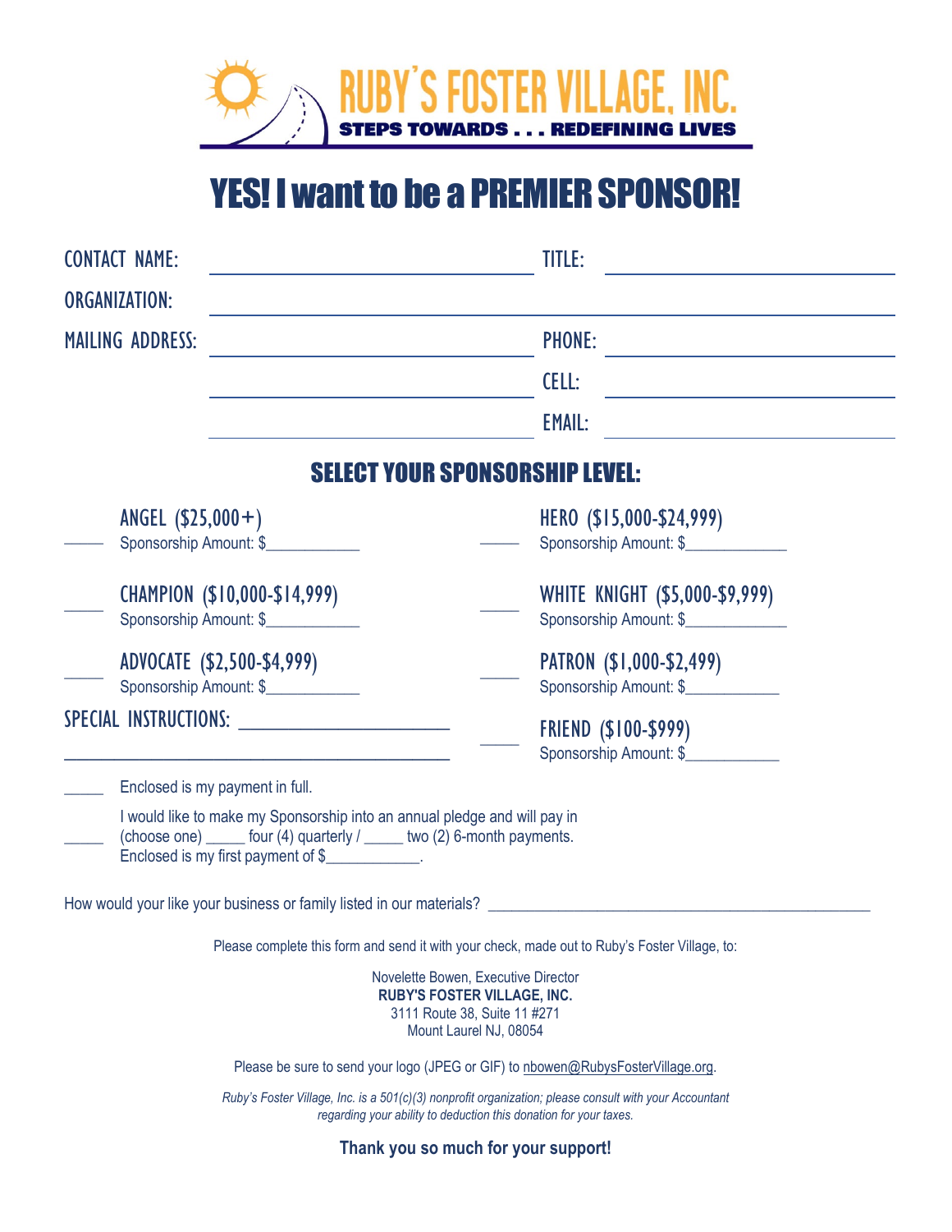# RUBY'S FOSTER VILLAGE, INC.

**STEPS TOWARDS . . . REDEFINING LIVES**

# YES! I want to be a PREMIER SPONSOR!

CONTACT NAME: ______________________ TITLE: ______________________

ORGANIZATION: ______________________________________________

MAILING ADDRESS: ______________________ PHONE: ______________________

______________________ CELL: ______________________

______________________ EMAIL: ______________________

## SELECT YOUR SPONSORSHIP LEVEL:

_____ ANGEL ($25,000+)
Sponsorship Amount: $___________

_____ HERO ($15,000-$24,999)
Sponsorship Amount: $____________

_____ CHAMPION ($10,000-$14,999)
Sponsorship Amount: $___________

_____ WHITE KNIGHT ($5,000-$9,999)
Sponsorship Amount: $____________

_____ ADVOCATE ($2,500-$4,999)
Sponsorship Amount: $___________

_____ PATRON ($1,000-$2,499)
Sponsorship Amount: $___________

_____ FRIEND ($100-$999)
Sponsorship Amount: $___________

SPECIAL INSTRUCTIONS: ______________________
______________________________________________

_____ Enclosed is my payment in full.

_____ I would like to make my Sponsorship into an annual pledge and will pay in (choose one) _____ four (4) quarterly / _____ two (2) 6-month payments. Enclosed is my first payment of $___________.

How would your like your business or family listed in our materials? ______________________________________________

Please complete this form and send it with your check, made out to Ruby's Foster Village, to:

Novelette Bowen, Executive Director
**RUBY'S FOSTER VILLAGE, INC.**
3111 Route 38, Suite 11 #271
Mount Laurel NJ, 08054

Please be sure to send your logo (JPEG or GIF) to nbowen@RubysFosterVillage.org.

*Ruby's Foster Village, Inc. is a 501(c)(3) nonprofit organization; please consult with your Accountant regarding your ability to deduction this donation for your taxes.*

**Thank you so much for your support!**